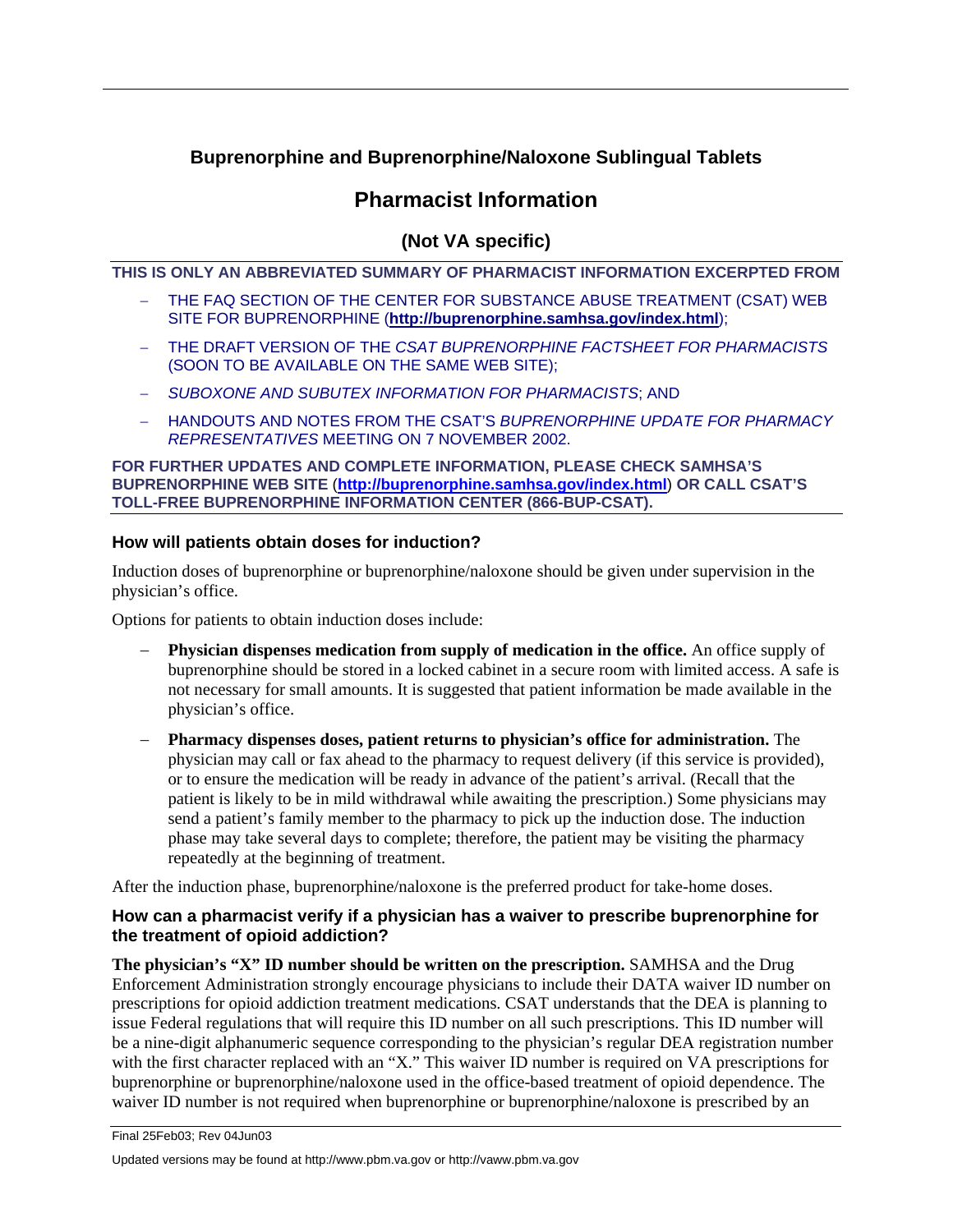# Buprenorphine and Buprenorphine/Naloxone Sublingual Tablets

## Pharmacist Information

### (Not VA specific)

**THIS IS ONLY AN ABBREVIATED SUMMARY OF PHARMACIST INFORMATION EXCERPTED FROM**

- THE FAQ SECTION OF THE CENTER FOR SUBSTANCE ABUSE TREATMENT (CSAT) WEB SITE FOR BUPRENORPHINE (**http://buprenorphine.samhsa.gov/index.html**);
- THE DRAFT VERSION OF THE *CSAT BUPRENORPHINE FACTSHEET FOR PHARMACISTS* (SOON TO BE AVAILABLE ON THE SAME WEB SITE);
- *SUBOXONE AND SUBUTEX INFORMATION FOR PHARMACISTS*; AND
- HANDOUTS AND NOTES FROM THE CSAT'S *BUPRENORPHINE UPDATE FOR PHARMACY REPRESENTATIVES* MEETING ON 7 NOVEMBER 2002.

**FOR FURTHER UPDATES AND COMPLETE INFORMATION, PLEASE CHECK SAMHSA'S BUPRENORPHINE WEB SITE (http://buprenorphine.samhsa.gov/index.html) OR CALL CSAT'S TOLL-FREE BUPRENORPHINE INFORMATION CENTER (866-BUP-CSAT).**

#### How will patients obtain doses for induction?

Induction doses of buprenorphine or buprenorphine/naloxone should be given under supervision in the physician's office.

Options for patients to obtain induction doses include:

- **Physician dispenses medication from supply of medication in the office.** An office supply of buprenorphine should be stored in a locked cabinet in a secure room with limited access. A safe is not necessary for small amounts. It is suggested that patient information be made available in the physician's office.
- **Pharmacy dispenses doses, patient returns to physician's office for administration.** The physician may call or fax ahead to the pharmacy to request delivery (if this service is provided), or to ensure the medication will be ready in advance of the patient's arrival. (Recall that the patient is likely to be in mild withdrawal while awaiting the prescription.) Some physicians may send a patient's family member to the pharmacy to pick up the induction dose. The induction phase may take several days to complete; therefore, the patient may be visiting the pharmacy repeatedly at the beginning of treatment.

After the induction phase, buprenorphine/naloxone is the preferred product for take-home doses.

#### How can a pharmacist verify if a physician has a waiver to prescribe buprenorphine for the treatment of opioid addiction?

**The physician's "X" ID number should be written on the prescription.** SAMHSA and the Drug Enforcement Administration strongly encourage physicians to include their DATA waiver ID number on prescriptions for opioid addiction treatment medications. CSAT understands that the DEA is planning to issue Federal regulations that will require this ID number on all such prescriptions. This ID number will be a nine-digit alphanumeric sequence corresponding to the physician's regular DEA registration number with the first character replaced with an "X." This waiver ID number is required on VA prescriptions for buprenorphine or buprenorphine/naloxone used in the office-based treatment of opioid dependence. The waiver ID number is not required when buprenorphine or buprenorphine/naloxone is prescribed by an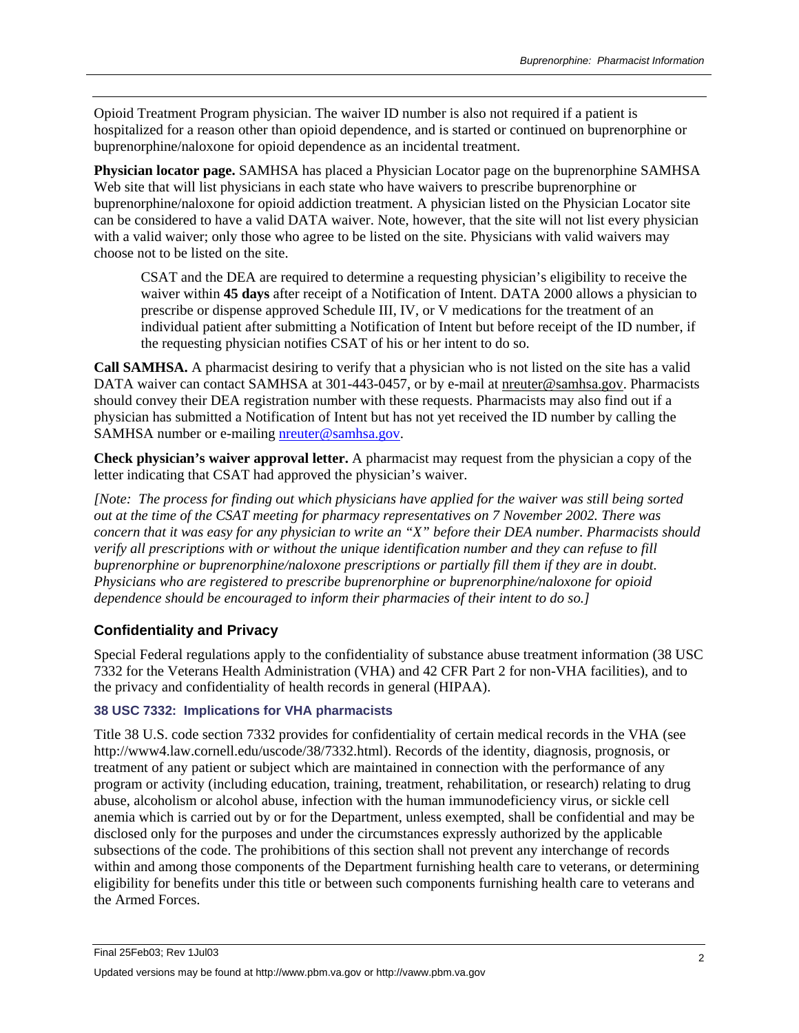Opioid Treatment Program physician. The waiver ID number is also not required if a patient is hospitalized for a reason other than opioid dependence, and is started or continued on buprenorphine or buprenorphine/naloxone for opioid dependence as an incidental treatment.

**Physician locator page.** SAMHSA has placed a Physician Locator page on the buprenorphine SAMHSA Web site that will list physicians in each state who have waivers to prescribe buprenorphine or buprenorphine/naloxone for opioid addiction treatment. A physician listed on the Physician Locator site can be considered to have a valid DATA waiver. Note, however, that the site will not list every physician with a valid waiver; only those who agree to be listed on the site. Physicians with valid waivers may choose not to be listed on the site.

> CSAT and the DEA are required to determine a requesting physician's eligibility to receive the waiver within **45 days** after receipt of a Notification of Intent. DATA 2000 allows a physician to prescribe or dispense approved Schedule III, IV, or V medications for the treatment of an individual patient after submitting a Notification of Intent but before receipt of the ID number, if the requesting physician notifies CSAT of his or her intent to do so.

**Call SAMHSA.** A pharmacist desiring to verify that a physician who is not listed on the site has a valid DATA waiver can contact SAMHSA at 301-443-0457, or by e-mail at nreuter@samhsa.gov. Pharmacists should convey their DEA registration number with these requests. Pharmacists may also find out if a physician has submitted a Notification of Intent but has not yet received the ID number by calling the SAMHSA number or e-mailing nreuter@samhsa.gov.

**Check physician's waiver approval letter.** A pharmacist may request from the physician a copy of the letter indicating that CSAT had approved the physician's waiver.

*[Note: The process for finding out which physicians have applied for the waiver was still being sorted out at the time of the CSAT meeting for pharmacy representatives on 7 November 2002. There was concern that it was easy for any physician to write an "X" before their DEA number. Pharmacists should verify all prescriptions with or without the unique identification number and they can refuse to fill buprenorphine or buprenorphine/naloxone prescriptions or partially fill them if they are in doubt. Physicians who are registered to prescribe buprenorphine or buprenorphine/naloxone for opioid dependence should be encouraged to inform their pharmacies of their intent to do so.]*

## Confidentiality and Privacy

Special Federal regulations apply to the confidentiality of substance abuse treatment information (38 USC 7332 for the Veterans Health Administration (VHA) and 42 CFR Part 2 for non-VHA facilities), and to the privacy and confidentiality of health records in general (HIPAA).

### 38 USC 7332: Implications for VHA pharmacists

Title 38 U.S. code section 7332 provides for confidentiality of certain medical records in the VHA (see http://www4.law.cornell.edu/uscode/38/7332.html). Records of the identity, diagnosis, prognosis, or treatment of any patient or subject which are maintained in connection with the performance of any program or activity (including education, training, treatment, rehabilitation, or research) relating to drug abuse, alcoholism or alcohol abuse, infection with the human immunodeficiency virus, or sickle cell anemia which is carried out by or for the Department, unless exempted, shall be confidential and may be disclosed only for the purposes and under the circumstances expressly authorized by the applicable subsections of the code. The prohibitions of this section shall not prevent any interchange of records within and among those components of the Department furnishing health care to veterans, or determining eligibility for benefits under this title or between such components furnishing health care to veterans and the Armed Forces.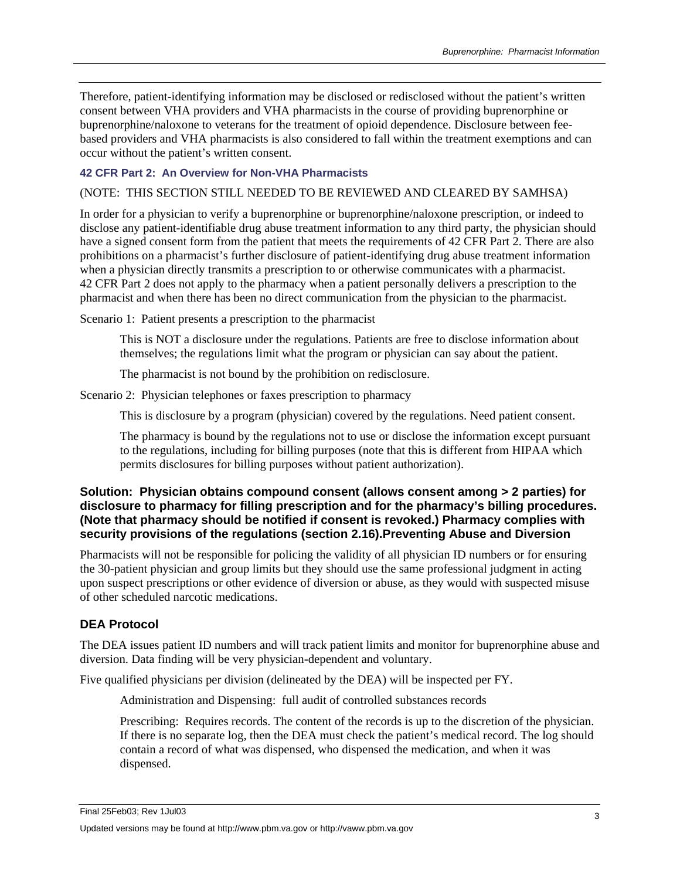Therefore, patient-identifying information may be disclosed or redisclosed without the patient's written consent between VHA providers and VHA pharmacists in the course of providing buprenorphine or buprenorphine/naloxone to veterans for the treatment of opioid dependence. Disclosure between fee-based providers and VHA pharmacists is also considered to fall within the treatment exemptions and can occur without the patient's written consent.

### 42 CFR Part 2: An Overview for Non-VHA Pharmacists

(NOTE: THIS SECTION STILL NEEDED TO BE REVIEWED AND CLEARED BY SAMHSA)

In order for a physician to verify a buprenorphine or buprenorphine/naloxone prescription, or indeed to disclose any patient-identifiable drug abuse treatment information to any third party, the physician should have a signed consent form from the patient that meets the requirements of 42 CFR Part 2. There are also prohibitions on a pharmacist's further disclosure of patient-identifying drug abuse treatment information when a physician directly transmits a prescription to or otherwise communicates with a pharmacist. 42 CFR Part 2 does not apply to the pharmacy when a patient personally delivers a prescription to the pharmacist and when there has been no direct communication from the physician to the pharmacist.

Scenario 1: Patient presents a prescription to the pharmacist

> This is NOT a disclosure under the regulations. Patients are free to disclose information about themselves; the regulations limit what the program or physician can say about the patient.
>
> The pharmacist is not bound by the prohibition on redisclosure.

Scenario 2: Physician telephones or faxes prescription to pharmacy

> This is disclosure by a program (physician) covered by the regulations. Need patient consent.
>
> The pharmacy is bound by the regulations not to use or disclose the information except pursuant to the regulations, including for billing purposes (note that this is different from HIPAA which permits disclosures for billing purposes without patient authorization).

**Solution: Physician obtains compound consent (allows consent among > 2 parties) for disclosure to pharmacy for filling prescription and for the pharmacy's billing procedures. (Note that pharmacy should be notified if consent is revoked.) Pharmacy complies with security provisions of the regulations (section 2.16).Preventing Abuse and Diversion**

Pharmacists will not be responsible for policing the validity of all physician ID numbers or for ensuring the 30-patient physician and group limits but they should use the same professional judgment in acting upon suspect prescriptions or other evidence of diversion or abuse, as they would with suspected misuse of other scheduled narcotic medications.

## DEA Protocol

The DEA issues patient ID numbers and will track patient limits and monitor for buprenorphine abuse and diversion. Data finding will be very physician-dependent and voluntary.

Five qualified physicians per division (delineated by the DEA) will be inspected per FY.

> Administration and Dispensing: full audit of controlled substances records
>
> Prescribing: Requires records. The content of the records is up to the discretion of the physician. If there is no separate log, then the DEA must check the patient's medical record. The log should contain a record of what was dispensed, who dispensed the medication, and when it was dispensed.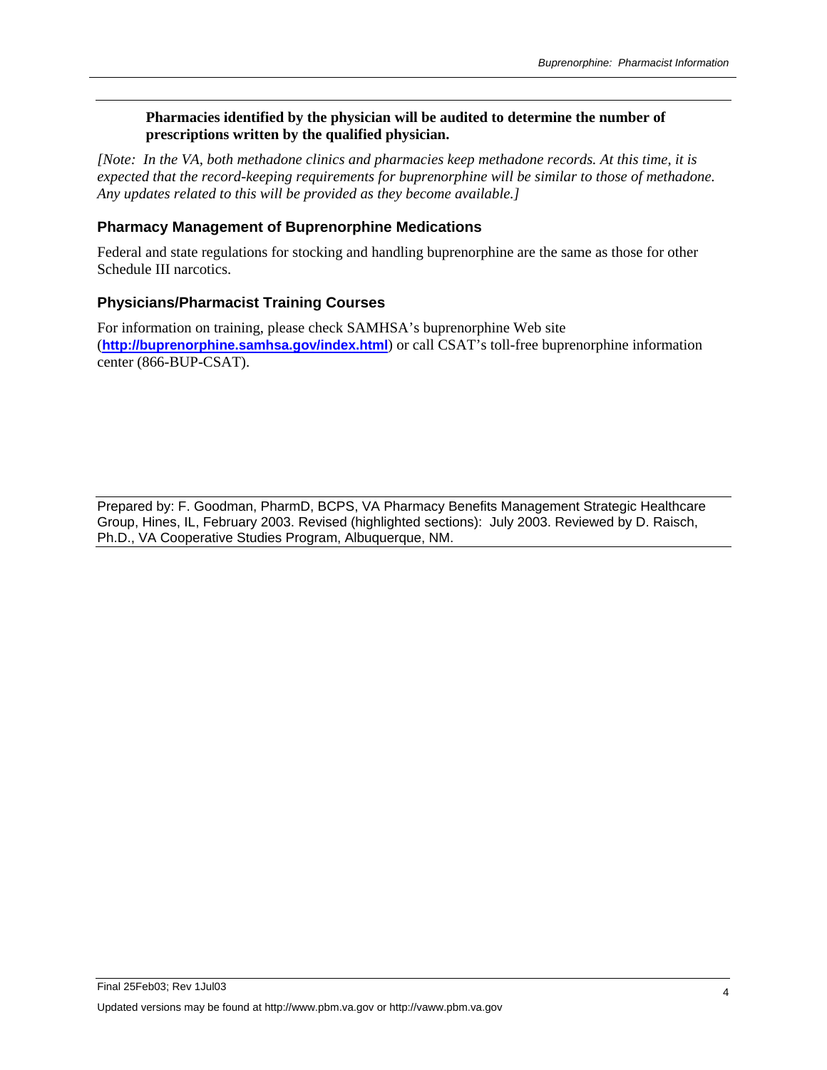**Pharmacies identified by the physician will be audited to determine the number of prescriptions written by the qualified physician.**

*[Note: In the VA, both methadone clinics and pharmacies keep methadone records. At this time, it is expected that the record-keeping requirements for buprenorphine will be similar to those of methadone. Any updates related to this will be provided as they become available.]*

### Pharmacy Management of Buprenorphine Medications

Federal and state regulations for stocking and handling buprenorphine are the same as those for other Schedule III narcotics.

### Physicians/Pharmacist Training Courses

For information on training, please check SAMHSA's buprenorphine Web site (**http://buprenorphine.samhsa.gov/index.html**) or call CSAT's toll-free buprenorphine information center (866-BUP-CSAT).

Prepared by: F. Goodman, PharmD, BCPS, VA Pharmacy Benefits Management Strategic Healthcare Group, Hines, IL, February 2003. Revised (highlighted sections): July 2003. Reviewed by D. Raisch, Ph.D., VA Cooperative Studies Program, Albuquerque, NM.